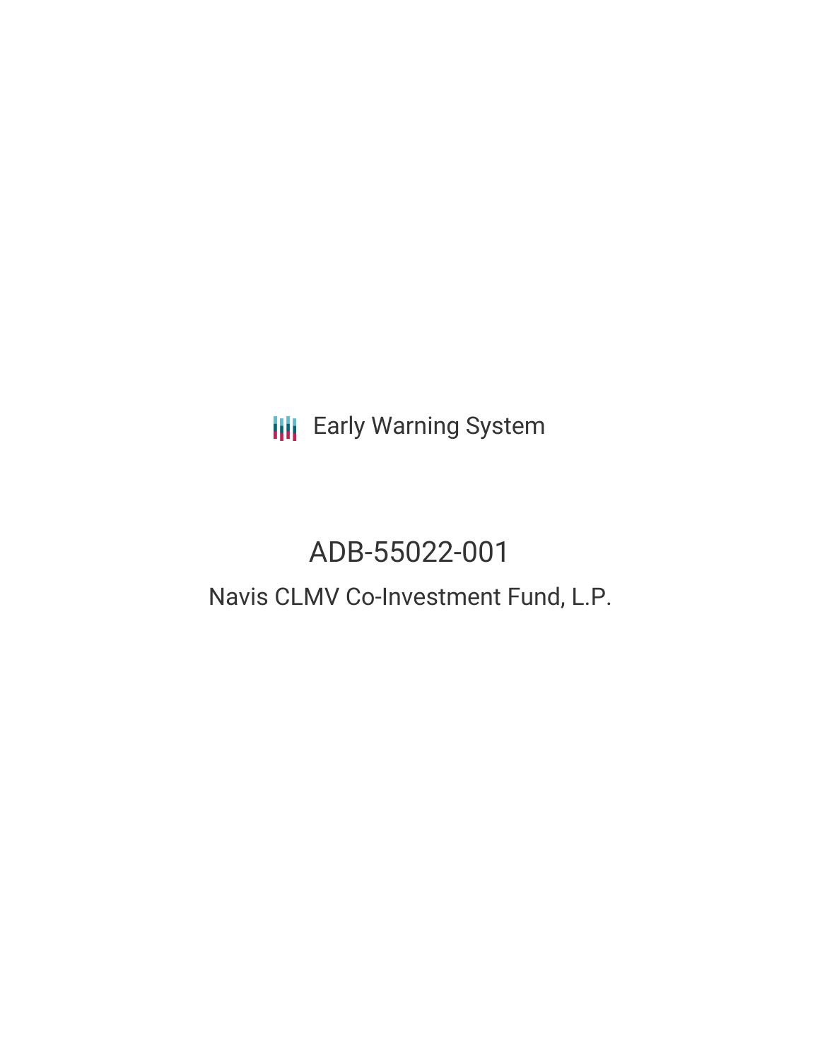Early Warning System

# ADB-55022-001

## Navis CLMV Co-Investment Fund, L.P.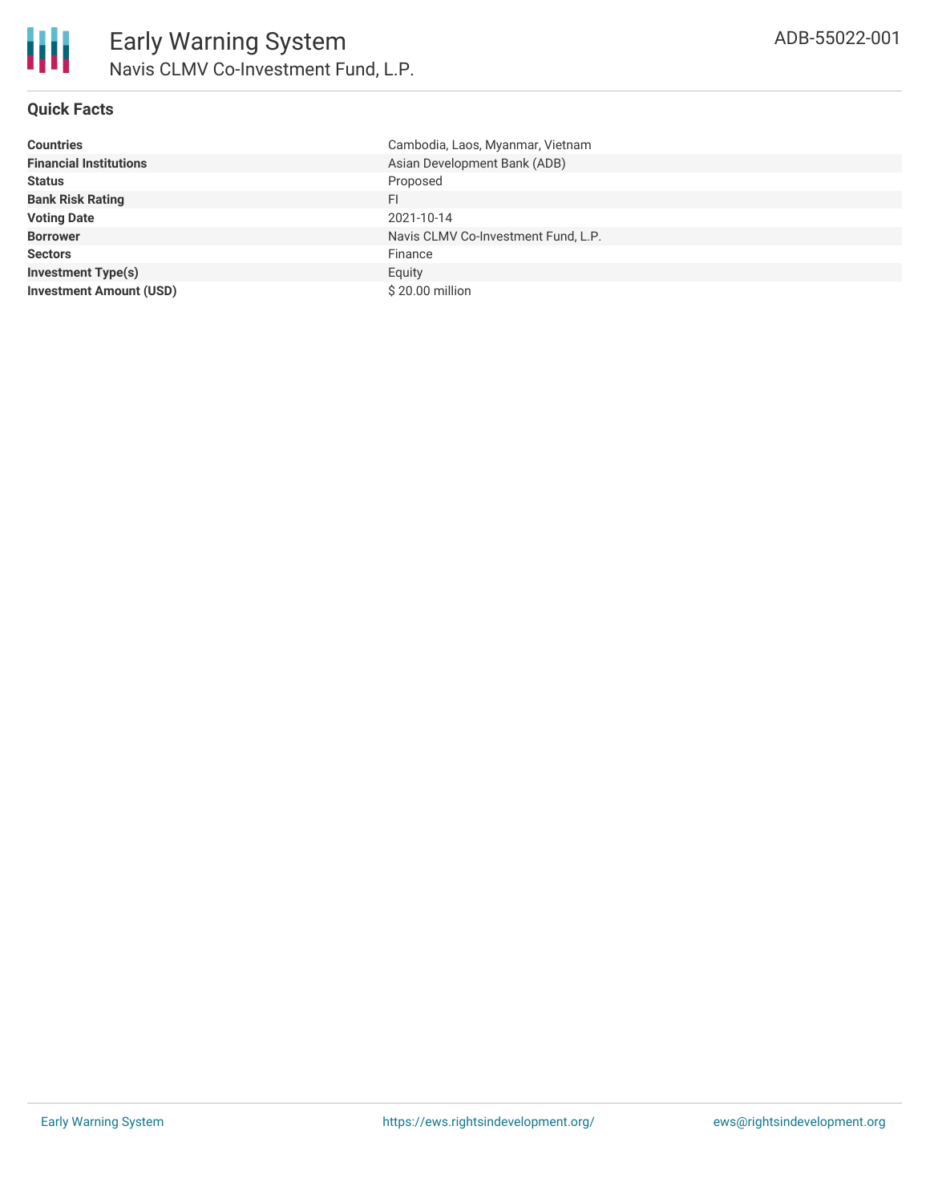## Quick Facts

| | |
|---|---|
| **Countries** | Cambodia, Laos, Myanmar, Vietnam |
| **Financial Institutions** | Asian Development Bank (ADB) |
| **Status** | Proposed |
| **Bank Risk Rating** | FI |
| **Voting Date** | 2021-10-14 |
| **Borrower** | Navis CLMV Co-Investment Fund, L.P. |
| **Sectors** | Finance |
| **Investment Type(s)** | Equity |
| **Investment Amount (USD)** | $ 20.00 million |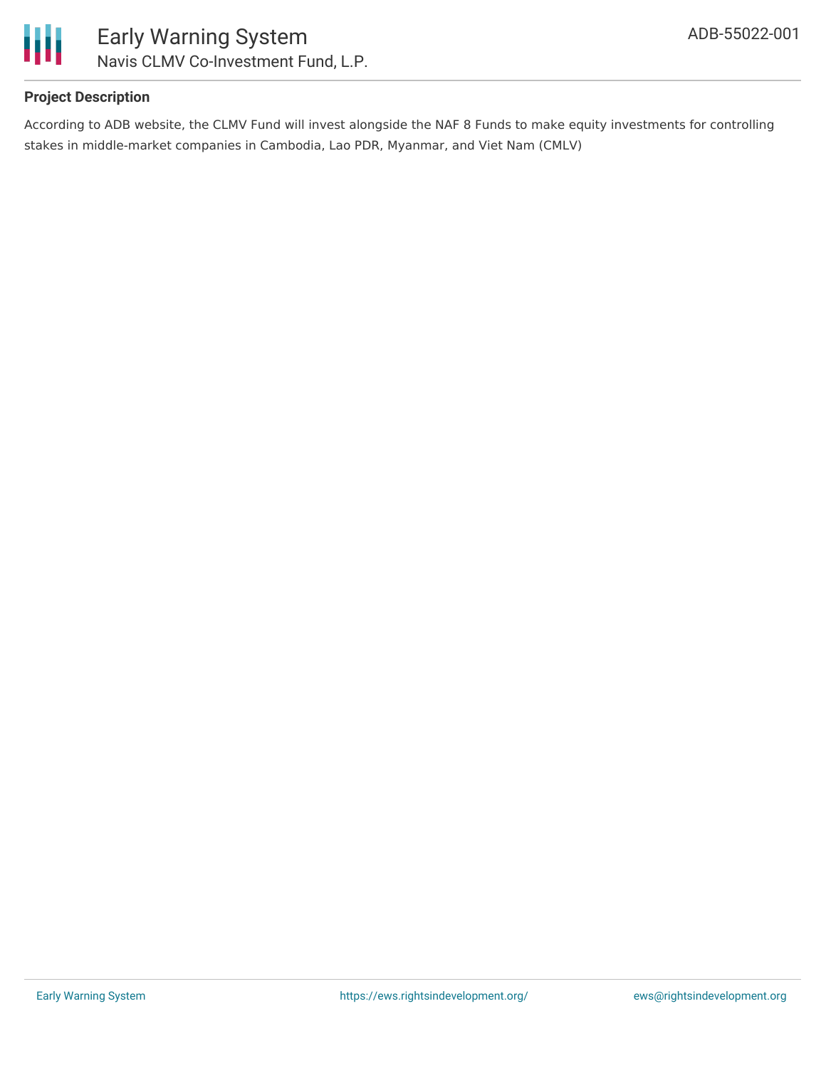### Project Description

According to ADB website, the CLMV Fund will invest alongside the NAF 8 Funds to make equity investments for controlling stakes in middle-market companies in Cambodia, Lao PDR, Myanmar, and Viet Nam (CMLV)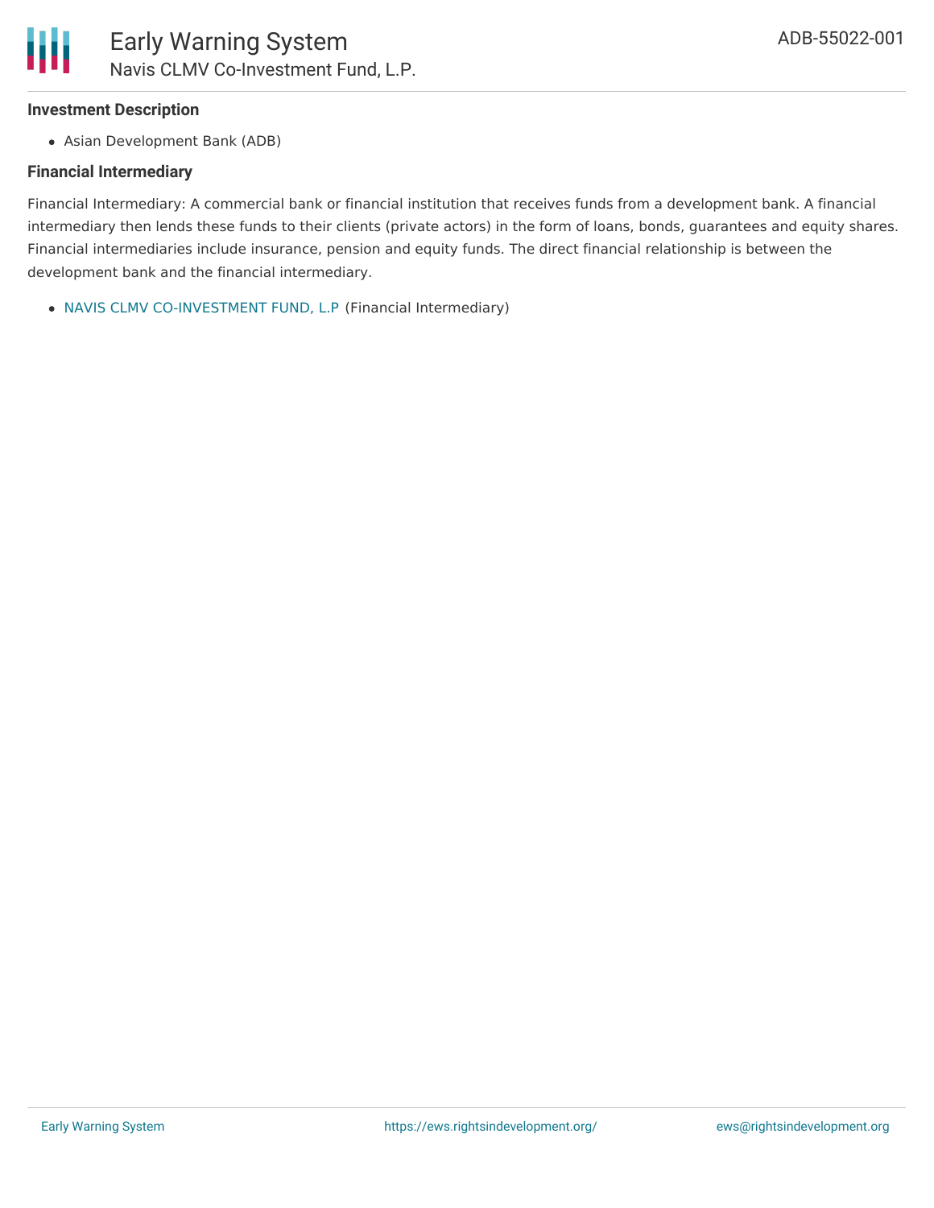### Investment Description

- Asian Development Bank (ADB)

### Financial Intermediary

Financial Intermediary: A commercial bank or financial institution that receives funds from a development bank. A financial intermediary then lends these funds to their clients (private actors) in the form of loans, bonds, guarantees and equity shares. Financial intermediaries include insurance, pension and equity funds. The direct financial relationship is between the development bank and the financial intermediary.

- NAVIS CLMV CO-INVESTMENT FUND, L.P (Financial Intermediary)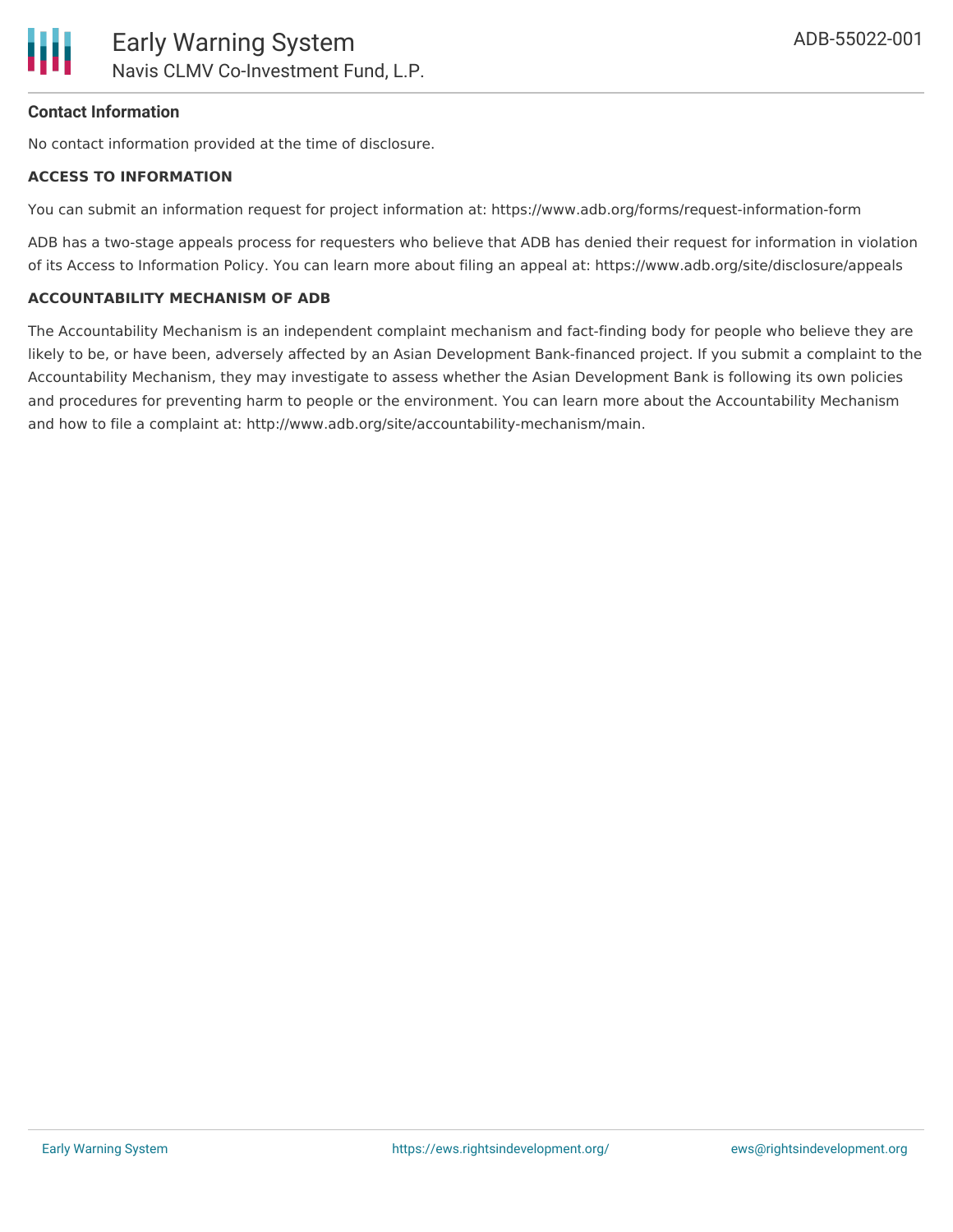### Contact Information

No contact information provided at the time of disclosure.

**ACCESS TO INFORMATION**

You can submit an information request for project information at: https://www.adb.org/forms/request-information-form

ADB has a two-stage appeals process for requesters who believe that ADB has denied their request for information in violation of its Access to Information Policy. You can learn more about filing an appeal at: https://www.adb.org/site/disclosure/appeals

**ACCOUNTABILITY MECHANISM OF ADB**

The Accountability Mechanism is an independent complaint mechanism and fact-finding body for people who believe they are likely to be, or have been, adversely affected by an Asian Development Bank-financed project. If you submit a complaint to the Accountability Mechanism, they may investigate to assess whether the Asian Development Bank is following its own policies and procedures for preventing harm to people or the environment. You can learn more about the Accountability Mechanism and how to file a complaint at: http://www.adb.org/site/accountability-mechanism/main.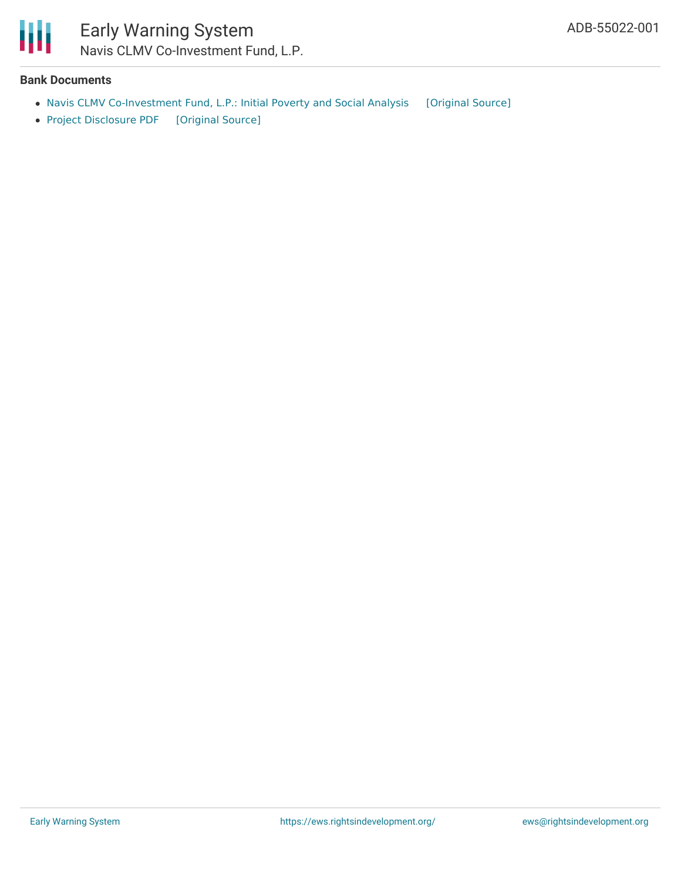**Bank Documents**

- Navis CLMV Co-Investment Fund, L.P.: Initial Poverty and Social Analysis [Original Source]
- Project Disclosure PDF [Original Source]